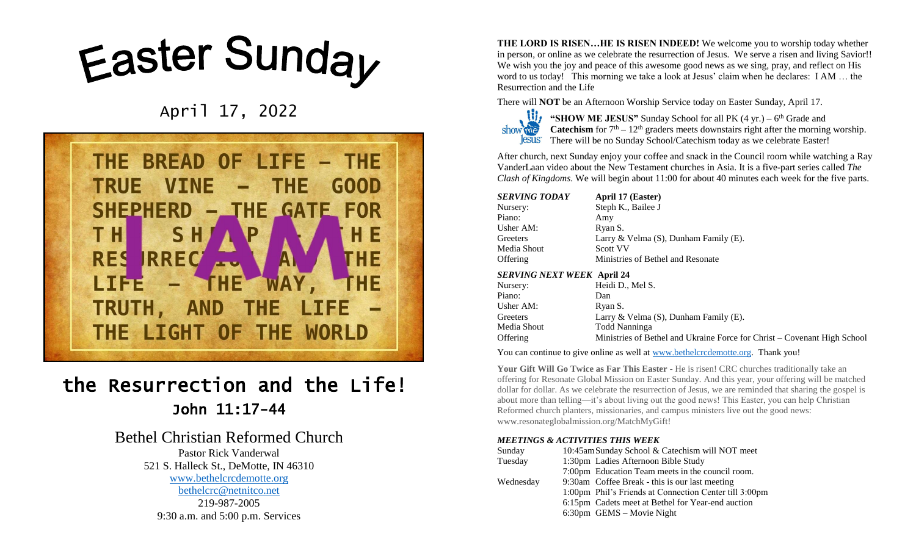# Easter Sunday

April 17, 2022

THE BREAD OF LIFE – THE TRUE VINE – THE GOOD SHEPHERD – THE GATE FOR THE SHEEP – THE RESURRECTION AND THE LIFE – THE WAY, THE TRUTH, AND THE LIFE – THE LIGHT OF THE WORLD

I AM

## the Resurrection and the Life!

### John 11:17-44

## Bethel Christian Reformed Church

Pastor Rick Vanderwal
521 S. Halleck St., DeMotte, IN 46310
www.bethelcrcdemotte.org
bethelcrc@netnitco.net
219-987-2005
9:30 a.m. and 5:00 p.m. Services

**THE LORD IS RISEN…HE IS RISEN INDEED!** We welcome you to worship today whether in person, or online as we celebrate the resurrection of Jesus. We serve a risen and living Savior!! We wish you the joy and peace of this awesome good news as we sing, pray, and reflect on His word to us today! This morning we take a look at Jesus' claim when he declares: I AM … the Resurrection and the Life

There will **NOT** be an Afternoon Worship Service today on Easter Sunday, April 17.

**"SHOW ME JESUS"** Sunday School for all PK (4 yr.) – 6th Grade and **Catechism** for 7th – 12th graders meets downstairs right after the morning worship. There will be no Sunday School/Catechism today as we celebrate Easter!

After church, next Sunday enjoy your coffee and snack in the Council room while watching a Ray VanderLaan video about the New Testament churches in Asia. It is a five-part series called *The Clash of Kingdoms*. We will begin about 11:00 for about 40 minutes each week for the five parts.

| ***SERVING TODAY*** | **April 17 (Easter)** |
|---|---|
| Nursery: | Steph K., Bailee J |
| Piano: | Amy |
| Usher AM: | Ryan S. |
| Greeters | Larry & Velma (S), Dunham Family (E). |
| Media Shout | Scott VV |
| Offering | Ministries of Bethel and Resonate |

| ***SERVING NEXT WEEK*** | **April 24** |
|---|---|
| Nursery: | Heidi D., Mel S. |
| Piano: | Dan |
| Usher AM: | Ryan S. |
| Greeters | Larry & Velma (S), Dunham Family (E). |
| Media Shout | Todd Nanninga |
| Offering | Ministries of Bethel and Ukraine Force for Christ – Covenant High School |

You can continue to give online as well at www.bethelcrcdemotte.org. Thank you!

**Your Gift Will Go Twice as Far This Easter** - He is risen! CRC churches traditionally take an offering for Resonate Global Mission on Easter Sunday. And this year, your offering will be matched dollar for dollar. As we celebrate the resurrection of Jesus, we are reminded that sharing the gospel is about more than telling—it's about living out the good news! This Easter, you can help Christian Reformed church planters, missionaries, and campus ministers live out the good news: www.resonateglobalmission.org/MatchMyGift!

***MEETINGS & ACTIVITIES THIS WEEK***

| | |
|---|---|
| Sunday | 10:45am Sunday School & Catechism will NOT meet |
| Tuesday | 1:30pm Ladies Afternoon Bible Study |
| | 7:00pm Education Team meets in the council room. |
| Wednesday | 9:30am Coffee Break - this is our last meeting |
| | 1:00pm Phil's Friends at Connection Center till 3:00pm |
| | 6:15pm Cadets meet at Bethel for Year-end auction |
| | 6:30pm GEMS – Movie Night |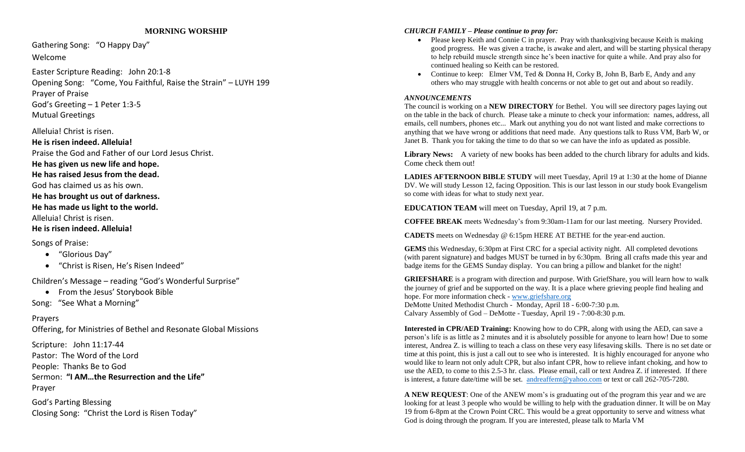## MORNING WORSHIP

Gathering Song: "O Happy Day"

Welcome

Easter Scripture Reading: John 20:1-8

Opening Song: "Come, You Faithful, Raise the Strain" – LUYH 199

Prayer of Praise

God's Greeting – 1 Peter 1:3-5

Mutual Greetings

Alleluia! Christ is risen.

**He is risen indeed. Alleluia!**

Praise the God and Father of our Lord Jesus Christ.

**He has given us new life and hope.**

**He has raised Jesus from the dead.**

God has claimed us as his own.

**He has brought us out of darkness.**

**He has made us light to the world.**

Alleluia! Christ is risen.

**He is risen indeed. Alleluia!**

Songs of Praise:

- "Glorious Day"
- "Christ is Risen, He's Risen Indeed"

Children's Message – reading "God's Wonderful Surprise"

- From the Jesus' Storybook Bible

Song: "See What a Morning"

Prayers

Offering, for Ministries of Bethel and Resonate Global Missions

Scripture: John 11:17-44

Pastor: The Word of the Lord

People: Thanks Be to God

Sermon: **"I AM…the Resurrection and the Life"**

Prayer

God's Parting Blessing

Closing Song: "Christ the Lord is Risen Today"

***CHURCH FAMILY – Please continue to pray for:***

- Please keep Keith and Connie C in prayer. Pray with thanksgiving because Keith is making good progress. He was given a trache, is awake and alert, and will be starting physical therapy to help rebuild muscle strength since he's been inactive for quite a while. And pray also for continued healing so Keith can be restored.
- Continue to keep: Elmer VM, Ted & Donna H, Corky B, John B, Barb E, Andy and any others who may struggle with health concerns or not able to get out and about so readily.

***ANNOUNCEMENTS***

The council is working on a **NEW DIRECTORY** for Bethel. You will see directory pages laying out on the table in the back of church. Please take a minute to check your information: names, address, all emails, cell numbers, phones etc... Mark out anything you do not want listed and make corrections to anything that we have wrong or additions that need made. Any questions talk to Russ VM, Barb W, or Janet B. Thank you for taking the time to do that so we can have the info as updated as possible.

**Library News:** A variety of new books has been added to the church library for adults and kids. Come check them out!

**LADIES AFTERNOON BIBLE STUDY** will meet Tuesday, April 19 at 1:30 at the home of Dianne DV. We will study Lesson 12, facing Opposition. This is our last lesson in our study book Evangelism so come with ideas for what to study next year.

**EDUCATION TEAM** will meet on Tuesday, April 19, at 7 p.m.

**COFFEE BREAK** meets Wednesday's from 9:30am-11am for our last meeting. Nursery Provided.

**CADETS** meets on Wednesday @ 6:15pm HERE AT BETHE for the year-end auction.

**GEMS** this Wednesday, 6:30pm at First CRC for a special activity night. All completed devotions (with parent signature) and badges MUST be turned in by 6:30pm. Bring all crafts made this year and badge items for the GEMS Sunday display. You can bring a pillow and blanket for the night!

**GRIEFSHARE** is a program with direction and purpose. With GriefShare, you will learn how to walk the journey of grief and be supported on the way. It is a place where grieving people find healing and hope. For more information check - www.griefshare.org

DeMotte United Methodist Church - Monday, April 18 - 6:00-7:30 p.m.

Calvary Assembly of God – DeMotte - Tuesday, April 19 - 7:00-8:30 p.m.

**Interested in CPR/AED Training:** Knowing how to do CPR, along with using the AED, can save a person's life is as little as 2 minutes and it is absolutely possible for anyone to learn how! Due to some interest, Andrea Z. is willing to teach a class on these very easy lifesaving skills. There is no set date or time at this point, this is just a call out to see who is interested. It is highly encouraged for anyone who would like to learn not only adult CPR, but also infant CPR, how to relieve infant choking, and how to use the AED, to come to this 2.5-3 hr. class. Please email, call or text Andrea Z. if interested. If there is interest, a future date/time will be set. andreaffemt@yahoo.com or text or call 262-705-7280.

**A NEW REQUEST**: One of the ANEW mom's is graduating out of the program this year and we are looking for at least 3 people who would be willing to help with the graduation dinner. It will be on May 19 from 6-8pm at the Crown Point CRC. This would be a great opportunity to serve and witness what God is doing through the program. If you are interested, please talk to Marla VM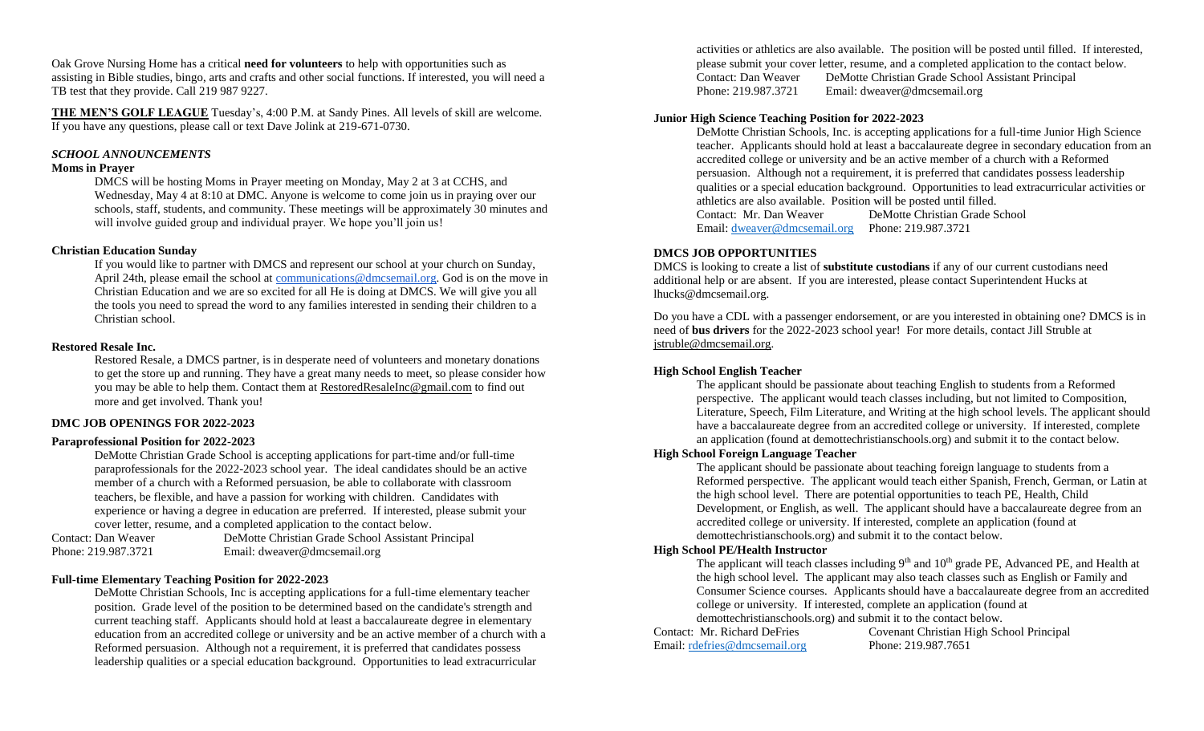Oak Grove Nursing Home has a critical **need for volunteers** to help with opportunities such as assisting in Bible studies, bingo, arts and crafts and other social functions. If interested, you will need a TB test that they provide. Call 219 987 9227.

**THE MEN'S GOLF LEAGUE** Tuesday's, 4:00 P.M. at Sandy Pines. All levels of skill are welcome. If you have any questions, please call or text Dave Jolink at 219-671-0730.

## *SCHOOL ANNOUNCEMENTS*

### Moms in Prayer

DMCS will be hosting Moms in Prayer meeting on Monday, May 2 at 3 at CCHS, and Wednesday, May 4 at 8:10 at DMC. Anyone is welcome to come join us in praying over our schools, staff, students, and community. These meetings will be approximately 30 minutes and will involve guided group and individual prayer. We hope you'll join us!

### Christian Education Sunday

If you would like to partner with DMCS and represent our school at your church on Sunday, April 24th, please email the school at communications@dmcsemail.org. God is on the move in Christian Education and we are so excited for all He is doing at DMCS. We will give you all the tools you need to spread the word to any families interested in sending their children to a Christian school.

### Restored Resale Inc.

Restored Resale, a DMCS partner, is in desperate need of volunteers and monetary donations to get the store up and running. They have a great many needs to meet, so please consider how you may be able to help them. Contact them at RestoredResaleInc@gmail.com to find out more and get involved. Thank you!

## DMC JOB OPENINGS FOR 2022-2023

### Paraprofessional Position for 2022-2023

DeMotte Christian Grade School is accepting applications for part-time and/or full-time paraprofessionals for the 2022-2023 school year. The ideal candidates should be an active member of a church with a Reformed persuasion, be able to collaborate with classroom teachers, be flexible, and have a passion for working with children. Candidates with experience or having a degree in education are preferred. If interested, please submit your cover letter, resume, and a completed application to the contact below.

Contact: Dan Weaver — DeMotte Christian Grade School Assistant Principal
Phone: 219.987.3721 — Email: dweaver@dmcsemail.org

### Full-time Elementary Teaching Position for 2022-2023

DeMotte Christian Schools, Inc is accepting applications for a full-time elementary teacher position. Grade level of the position to be determined based on the candidate's strength and current teaching staff. Applicants should hold at least a baccalaureate degree in elementary education from an accredited college or university and be an active member of a church with a Reformed persuasion. Although not a requirement, it is preferred that candidates possess leadership qualities or a special education background. Opportunities to lead extracurricular activities or athletics are also available. The position will be posted until filled. If interested, please submit your cover letter, resume, and a completed application to the contact below.

Contact: Dan Weaver — DeMotte Christian Grade School Assistant Principal
Phone: 219.987.3721 — Email: dweaver@dmcsemail.org

### Junior High Science Teaching Position for 2022-2023

DeMotte Christian Schools, Inc. is accepting applications for a full-time Junior High Science teacher. Applicants should hold at least a baccalaureate degree in secondary education from an accredited college or university and be an active member of a church with a Reformed persuasion. Although not a requirement, it is preferred that candidates possess leadership qualities or a special education background. Opportunities to lead extracurricular activities or athletics are also available. Position will be posted until filled.

Contact: Mr. Dan Weaver — DeMotte Christian Grade School
Email: dweaver@dmcsemail.org — Phone: 219.987.3721

## DMCS JOB OPPORTUNITIES

DMCS is looking to create a list of **substitute custodians** if any of our current custodians need additional help or are absent. If you are interested, please contact Superintendent Hucks at lhucks@dmcsemail.org.

Do you have a CDL with a passenger endorsement, or are you interested in obtaining one? DMCS is in need of **bus drivers** for the 2022-2023 school year! For more details, contact Jill Struble at jstruble@dmcsemail.org.

### High School English Teacher

The applicant should be passionate about teaching English to students from a Reformed perspective. The applicant would teach classes including, but not limited to Composition, Literature, Speech, Film Literature, and Writing at the high school levels. The applicant should have a baccalaureate degree from an accredited college or university. If interested, complete an application (found at demottechristianschools.org) and submit it to the contact below.

### High School Foreign Language Teacher

The applicant should be passionate about teaching foreign language to students from a Reformed perspective. The applicant would teach either Spanish, French, German, or Latin at the high school level. There are potential opportunities to teach PE, Health, Child Development, or English, as well. The applicant should have a baccalaureate degree from an accredited college or university. If interested, complete an application (found at demottechristianschools.org) and submit it to the contact below.

### High School PE/Health Instructor

The applicant will teach classes including 9th and 10th grade PE, Advanced PE, and Health at the high school level. The applicant may also teach classes such as English or Family and Consumer Science courses. Applicants should have a baccalaureate degree from an accredited college or university. If interested, complete an application (found at demottechristianschools.org) and submit it to the contact below.

Contact: Mr. Richard DeFries — Covenant Christian High School Principal
Email: rdefries@dmcsemail.org — Phone: 219.987.7651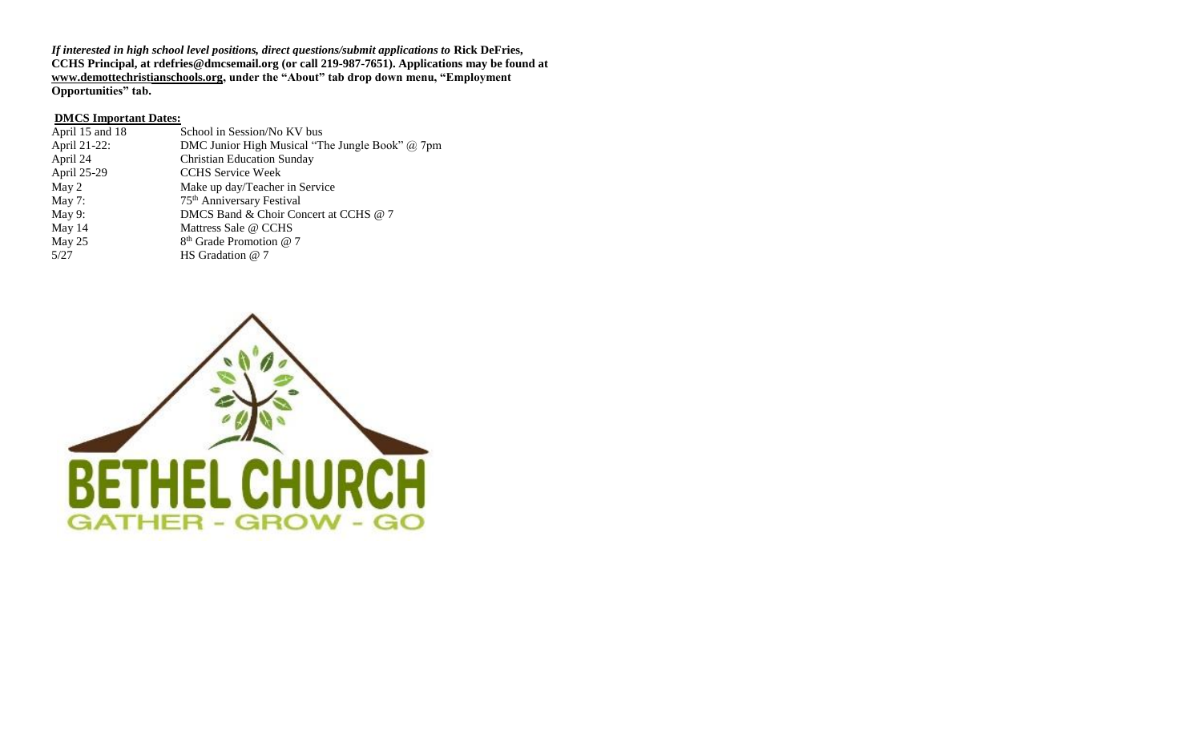***If interested in high school level positions, direct questions/submit applications to* Rick DeFries, CCHS Principal, at rdefries@dmcsemail.org (or call 219-987-7651). Applications may be found at www.demottechristianschools.org, under the "About" tab drop down menu, "Employment Opportunities" tab.**

**DMCS Important Dates:**

| | |
|---|---|
| April 15 and 18 | School in Session/No KV bus |
| April 21-22: | DMC Junior High Musical "The Jungle Book" @ 7pm |
| April 24 | Christian Education Sunday |
| April 25-29 | CCHS Service Week |
| May 2 | Make up day/Teacher in Service |
| May 7: | 75th Anniversary Festival |
| May 9: | DMCS Band & Choir Concert at CCHS @ 7 |
| May 14 | Mattress Sale @ CCHS |
| May 25 | 8th Grade Promotion @ 7 |
| 5/27 | HS Gradation @ 7 |

BETHEL CHURCH

GATHER - GROW - GO